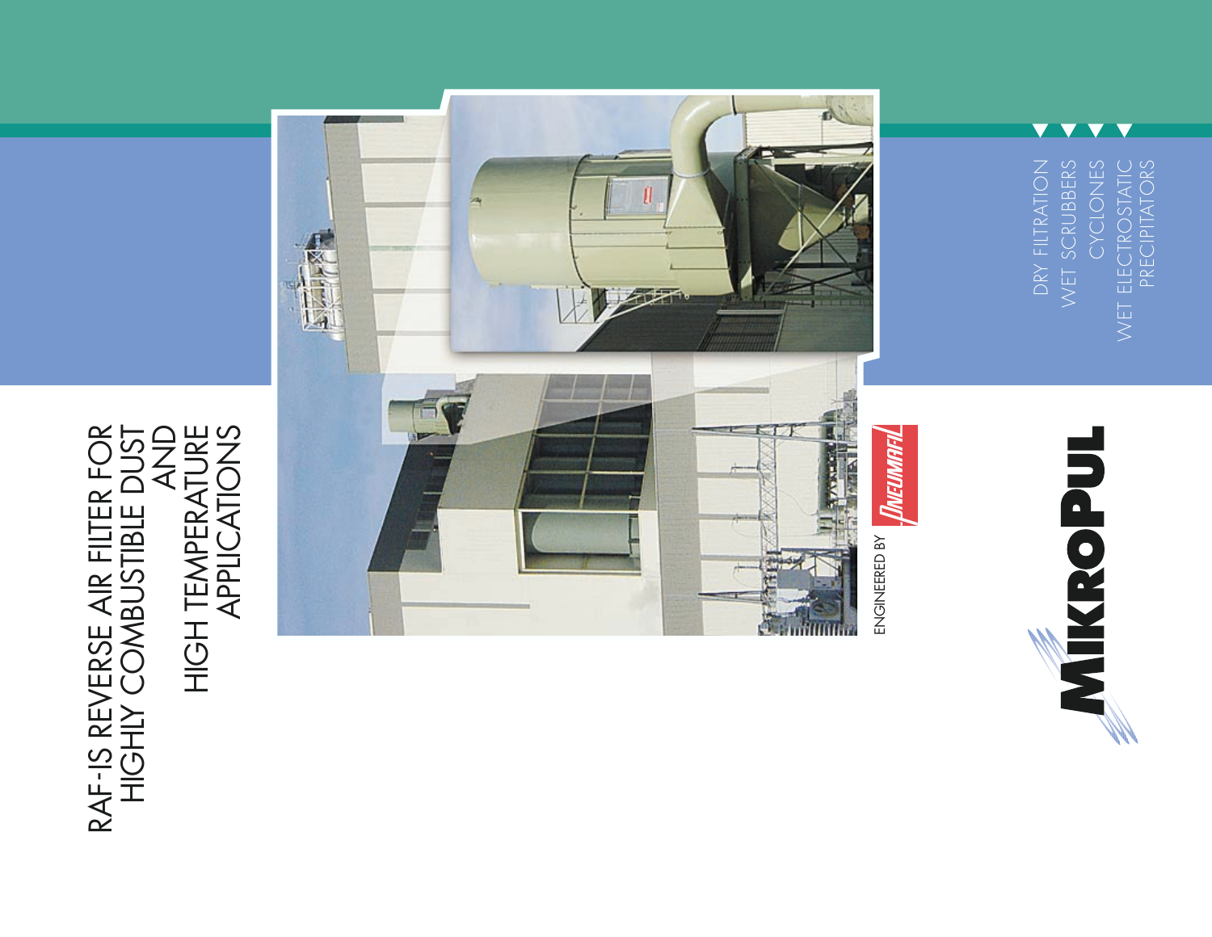# RAF-IS REVERSE AIR FILTER FOR HIGHLY COMBUSTIBLE DUST AND HIGH TEMPERATURE APPLICATIONS

ENGINEERED BY PNEUMAFIL

DRY FILTRATION
WET SCRUBBERS
CYCLONES
WET ELECTROSTATIC PRECIPITATORS

MIKROPUL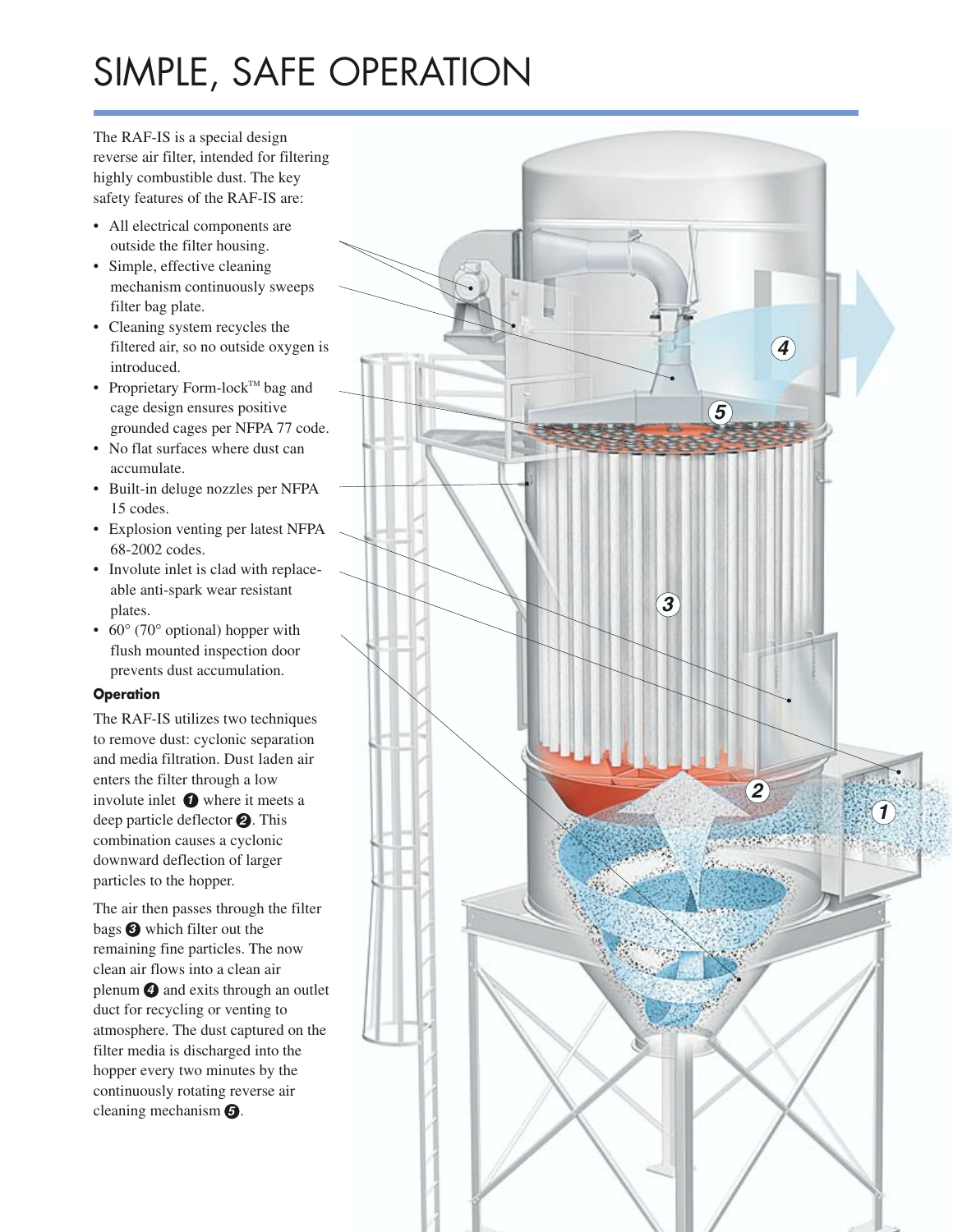# SIMPLE, SAFE OPERATION

The RAF-IS is a special design reverse air filter, intended for filtering highly combustible dust. The key safety features of the RAF-IS are:

- All electrical components are outside the filter housing.
- Simple, effective cleaning mechanism continuously sweeps filter bag plate.
- Cleaning system recycles the filtered air, so no outside oxygen is introduced.
- Proprietary Form-lock™ bag and cage design ensures positive grounded cages per NFPA 77 code.
- No flat surfaces where dust can accumulate.
- Built-in deluge nozzles per NFPA 15 codes.
- Explosion venting per latest NFPA 68-2002 codes.
- Involute inlet is clad with replaceable anti-spark wear resistant plates.
- 60° (70° optional) hopper with flush mounted inspection door prevents dust accumulation.

**Operation**

The RAF-IS utilizes two techniques to remove dust: cyclonic separation and media filtration. Dust laden air enters the filter through a low involute inlet 1 where it meets a deep particle deflector 2. This combination causes a cyclonic downward deflection of larger particles to the hopper.

The air then passes through the filter bags 3 which filter out the remaining fine particles. The now clean air flows into a clean air plenum 4 and exits through an outlet duct for recycling or venting to atmosphere. The dust captured on the filter media is discharged into the hopper every two minutes by the continuously rotating reverse air cleaning mechanism 5.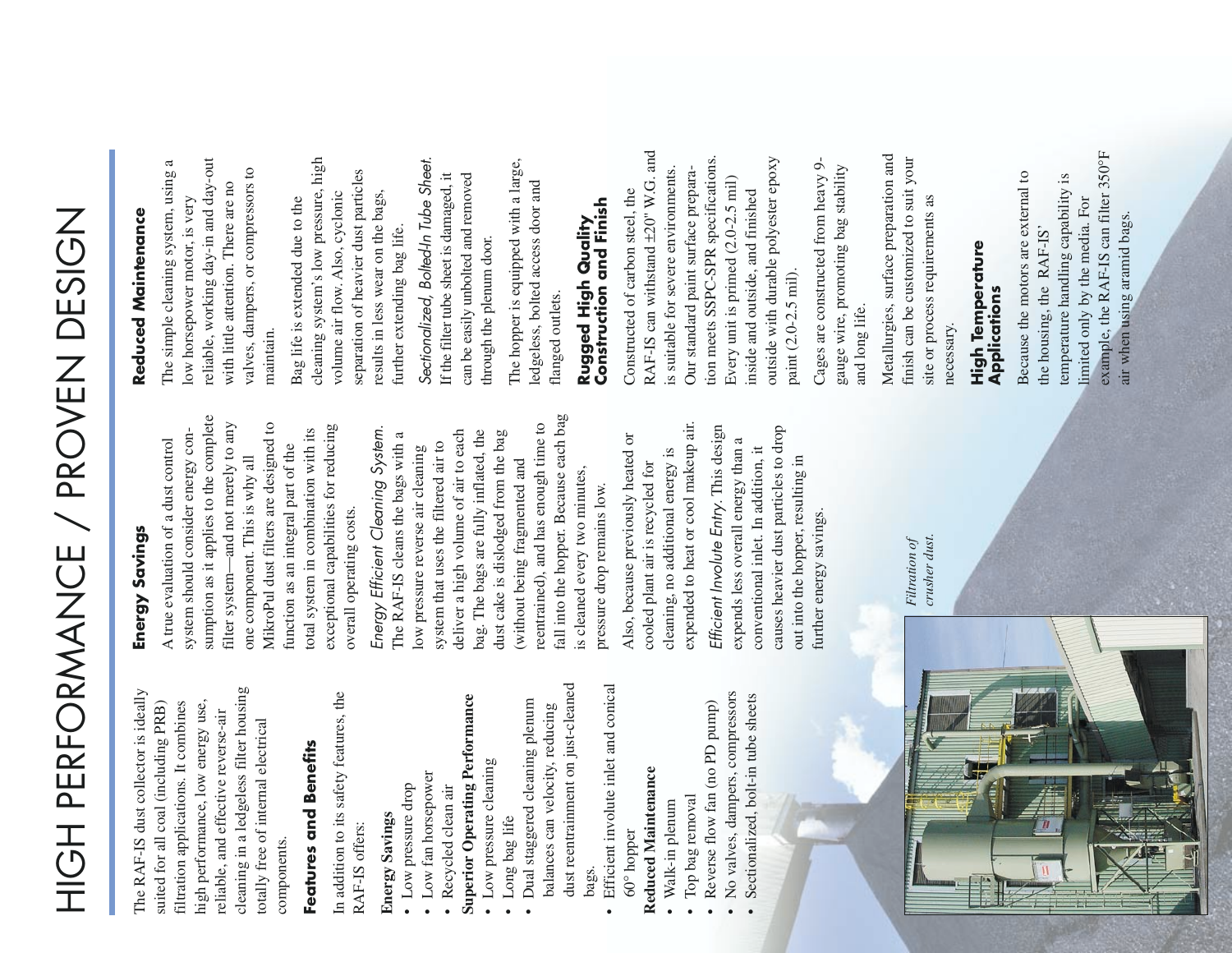# HIGH PERFORMANCE / PROVEN DESIGN

The RAF-IS dust collector is ideally suited for all coal (including PRB) filtration applications. It combines high performance, low energy use, reliable, and effective reverse-air cleaning in a ledgeless filter housing totally free of internal electrical components.

## Features and Benefits

In addition to its safety features, the RAF-IS offers:

**Energy Savings**
- Low pressure drop
- Low fan horsepower
- Recycled clean air

**Superior Operating Performance**
- Low pressure cleaning
- Long bag life
- Dual staggered cleaning plenum balances can velocity, reducing dust reentrainment on just-cleaned bags.
- Efficient involute inlet and conical 60° hopper

**Reduced Maintenance**
- Walk-in plenum
- Top bag removal
- Reverse flow fan (no PD pump)
- No valves, dampers, compressors
- Sectionalized, bolt-in tube sheets

*Filtration of crusher dust.*

## Energy Savings

A true evaluation of a dust control system should consider energy consumption as it applies to the complete filter system—and not merely to any one component. This is why all MikroPul dust filters are designed to function as an integral part of the total system in combination with its exceptional capabilities for reducing overall operating costs.

*Energy Efficient Cleaning System.* The RAF-IS cleans the bags with a low pressure reverse air cleaning system that uses the filtered air to deliver a high volume of air to each bag. The bags are fully inflated, the dust cake is dislodged from the bag (without being fragmented and reentrained), and has enough time to fall into the hopper. Because each bag is cleaned every two minutes, pressure drop remains low.

Also, because previously heated or cooled plant air is recycled for cleaning, no additional energy is expended to heat or cool makeup air.

*Efficient Involute Entry.* This design expends less overall energy than a conventional inlet. In addition, it causes heavier dust particles to drop out into the hopper, resulting in further energy savings.

## Reduced Maintenance

The simple cleaning system, using a low horsepower motor, is very reliable, working day-in and day-out with little attention. There are no valves, dampers, or compressors to maintain.

Bag life is extended due to the cleaning system's low pressure, high volume air flow. Also, cyclonic separation of heavier dust particles results in less wear on the bags, further extending bag life.

*Sectiondlized, Bolted-In Tube Sheet.* If the filter tube sheet is damaged, it can be easily unbolted and removed through the plenum door.

The hopper is equipped with a large, ledgeless, bolted access door and flanged outlets.

## Rugged High Quality Construction and Finish

Constructed of carbon steel, the RAF-IS can withstand ±20" W.G. and is suitable for severe environments. Our standard paint surface preparation meets SSPC-SPR specifications. Every unit is primed (2.0-2.5 mil) inside and outside, and finished outside with durable polyester epoxy paint (2.0-2.5 mil).

Cages are constructed from heavy 9-gauge wire, promoting bag stability and long life.

Metallurgies, surface preparation and finish can be customized to suit your site or process requirements as necessary.

## High Temperature Applications

Because the motors are external to the housing, the RAF-IS' temperature handling capability is limited only by the media. For example, the RAF-IS can filter 350°F air when using aramid bags.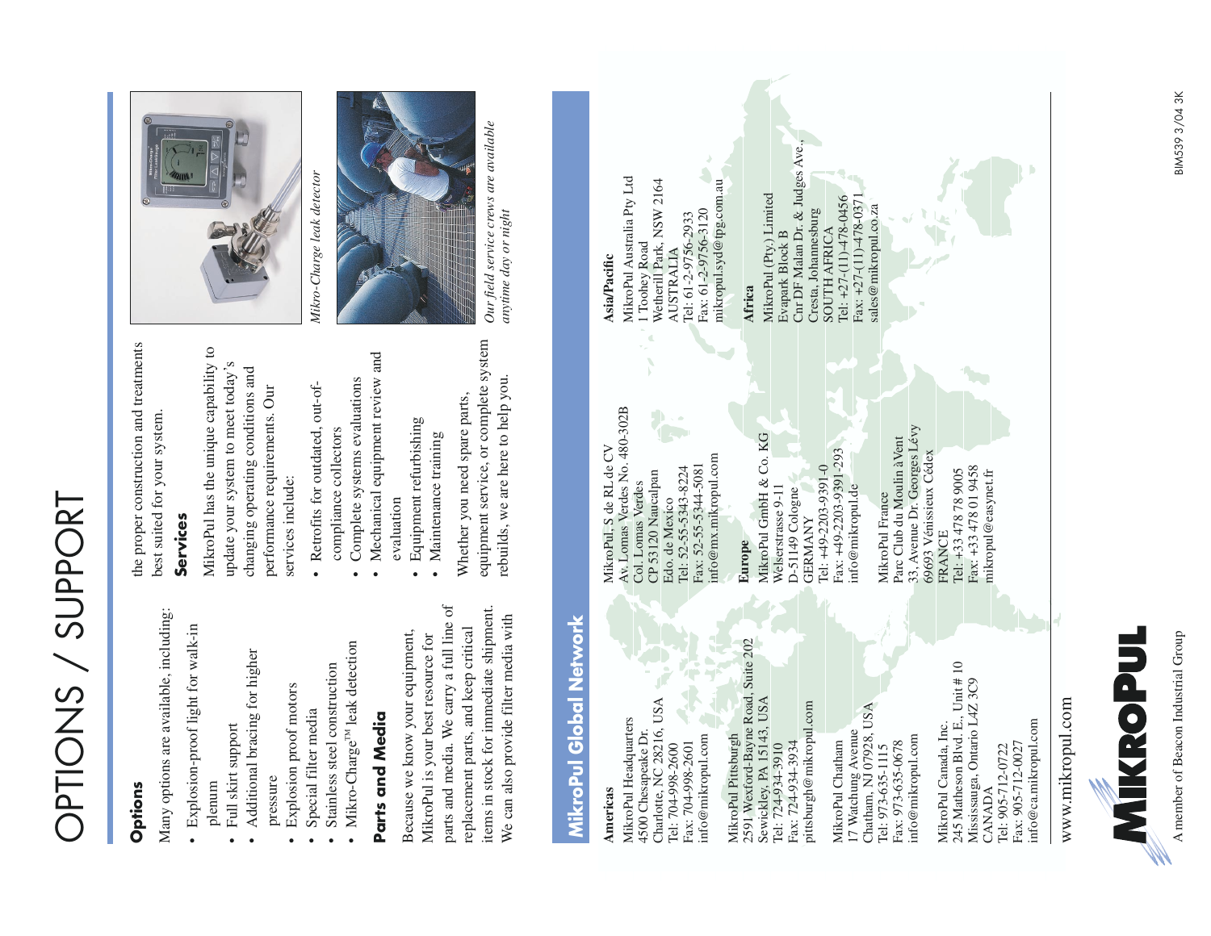# OPTIONS / SUPPORT

## Options

Many options are available, including:

- Explosion-proof light for walk-in plenum
- Full skirt support
- Additional bracing for higher pressure
- Explosion proof motors
- Special filter media
- Stainless steel construction
- Mikro-Charge™ leak detection

## Parts and Media

Because we know your equipment, MikroPul is your best resource for parts and media. We carry a full line of replacement parts, and keep critical items in stock for immediate shipment. We can also provide filter media with the proper construction and treatments best suited for your system.

## Services

MikroPul has the unique capability to update your system to meet today's changing operating conditions and performance requirements. Our services include:

- Retrofits for outdated, out-of-compliance collectors
- Complete systems evaluations
- Mechanical equipment review and evaluation
- Equipment refurbishing
- Maintenance training

Whether you need spare parts, equipment service, or complete system rebuilds, we are here to help you.

*Mikro-Charge leak detector*

*Our field service crews are available anytime day or night*

## MikroPul Global Network

### Americas

MikroPul Headquarters
4500 Chesapeake Dr.
Charlotte, NC 28216, USA
Tel: 704-998-2600
Fax: 704-998-2601
info@mikropul.com

MikroPul Pittsburgh
2591 Wexford-Bayne Road, Suite 202
Sewickley, PA 15143, USA
Tel: 724-934-3910
Fax: 724-934-3934
pittsburgh@mikropul.com

MikroPul Chatham
17 Watchung Avenue
Chatham, NJ 07928, USA
Tel: 973-635-1115
Fax: 973-635-0678
info@mikropul.com

MikroPul Canada, Inc.
245 Matheson Blvd. E., Unit # 10
Mississauga, Ontario L4Z 3C9
CANADA
Tel: 905-712-0722
Fax: 905-712-0027
info@ca.mikropul.com

MikroPul, S de RL de CV
Av. Lomas Verdes No. 480-302B
Col. Lomas Verdes
CP 53120 Naucalpan
Edo. de Mexico
Tel: 52-55-5343-8224
Fax: 52-55-5344-5081
info@mx.mikropul.com

### Europe

MikroPul GmbH & Co. KG
Welserstrasse 9-11
D-51149 Cologne
GERMANY
Tel: +49-2203-9391-0
Fax: +49-2203-9391-293
info@mikropul.de

MikroPul France
Parc Club du Moulin à Vent
33, Avenue Dr. Georges Lévy
69693 Vénissieux Cédex
FRANCE
Tel: +33 478 78 9005
Fax: +33 478 01 9458
mikropul@easynet.fr

### Asia/Pacific

MikroPul Australia Pty Ltd
1 Toohey Road
Wetherill Park, NSW 2164
AUSTRALIA
Tel: 61-2-9756-2933
Fax: 61-2-9756-3120
mikropul.syd@tpg.com.au

### Africa

MikroPul (Pty.) Limited
Evapark Block B
Cnr DF Malan Dr. & Judges Ave.,
Cresta, Johannesburg
SOUTH AFRICA
Tel: +27-(11)-478-0456
Fax: +27-(11)-478-0371
sales@mikropul.co.za

www.mikropul.com

MIKROPUL

A member of Beacon Industrial Group

BIM539 3/04 3K